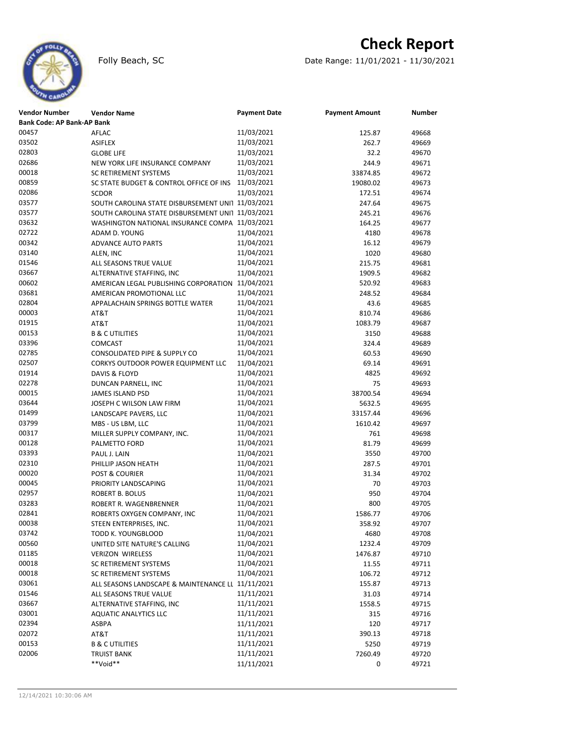# Check Report

Folly Beach, SC

Date Range: 11/01/2021 - 11/30/2021

| Vendor Number | Vendor Name | Payment Date | Payment Amount | Number |
|---|---|---|---|---|
| **Bank Code: AP Bank-AP Bank** | | | | |
| 00457 | AFLAC | 11/03/2021 | 125.87 | 49668 |
| 03502 | ASIFLEX | 11/03/2021 | 262.7 | 49669 |
| 02803 | GLOBE LIFE | 11/03/2021 | 32.2 | 49670 |
| 02686 | NEW YORK LIFE INSURANCE COMPANY | 11/03/2021 | 244.9 | 49671 |
| 00018 | SC RETIREMENT SYSTEMS | 11/03/2021 | 33874.85 | 49672 |
| 00859 | SC STATE BUDGET & CONTROL OFFICE OF INS | 11/03/2021 | 19080.02 | 49673 |
| 02086 | SCDOR | 11/03/2021 | 172.51 | 49674 |
| 03577 | SOUTH CAROLINA STATE DISBURSEMENT UNIT | 11/03/2021 | 247.64 | 49675 |
| 03577 | SOUTH CAROLINA STATE DISBURSEMENT UNIT | 11/03/2021 | 245.21 | 49676 |
| 03632 | WASHINGTON NATIONAL INSURANCE COMPA | 11/03/2021 | 164.25 | 49677 |
| 02722 | ADAM D. YOUNG | 11/04/2021 | 4180 | 49678 |
| 00342 | ADVANCE AUTO PARTS | 11/04/2021 | 16.12 | 49679 |
| 03140 | ALEN, INC | 11/04/2021 | 1020 | 49680 |
| 01546 | ALL SEASONS TRUE VALUE | 11/04/2021 | 215.75 | 49681 |
| 03667 | ALTERNATIVE STAFFING, INC | 11/04/2021 | 1909.5 | 49682 |
| 00602 | AMERICAN LEGAL PUBLISHING CORPORATION | 11/04/2021 | 520.92 | 49683 |
| 03681 | AMERICAN PROMOTIONAL LLC | 11/04/2021 | 248.52 | 49684 |
| 02804 | APPALACHAIN SPRINGS BOTTLE WATER | 11/04/2021 | 43.6 | 49685 |
| 00003 | AT&T | 11/04/2021 | 810.74 | 49686 |
| 01915 | AT&T | 11/04/2021 | 1083.79 | 49687 |
| 00153 | B & C UTILITIES | 11/04/2021 | 3150 | 49688 |
| 03396 | COMCAST | 11/04/2021 | 324.4 | 49689 |
| 02785 | CONSOLIDATED PIPE & SUPPLY CO | 11/04/2021 | 60.53 | 49690 |
| 02507 | CORKYS OUTDOOR POWER EQUIPMENT LLC | 11/04/2021 | 69.14 | 49691 |
| 01914 | DAVIS & FLOYD | 11/04/2021 | 4825 | 49692 |
| 02278 | DUNCAN PARNELL, INC | 11/04/2021 | 75 | 49693 |
| 00015 | JAMES ISLAND PSD | 11/04/2021 | 38700.54 | 49694 |
| 03644 | JOSEPH C WILSON LAW FIRM | 11/04/2021 | 5632.5 | 49695 |
| 01499 | LANDSCAPE PAVERS, LLC | 11/04/2021 | 33157.44 | 49696 |
| 03799 | MBS - US LBM, LLC | 11/04/2021 | 1610.42 | 49697 |
| 00317 | MILLER SUPPLY COMPANY, INC. | 11/04/2021 | 761 | 49698 |
| 00128 | PALMETTO FORD | 11/04/2021 | 81.79 | 49699 |
| 03393 | PAUL J. LAIN | 11/04/2021 | 3550 | 49700 |
| 02310 | PHILLIP JASON HEATH | 11/04/2021 | 287.5 | 49701 |
| 00020 | POST & COURIER | 11/04/2021 | 31.34 | 49702 |
| 00045 | PRIORITY LANDSCAPING | 11/04/2021 | 70 | 49703 |
| 02957 | ROBERT B. BOLUS | 11/04/2021 | 950 | 49704 |
| 03283 | ROBERT R. WAGENBRENNER | 11/04/2021 | 800 | 49705 |
| 02841 | ROBERTS OXYGEN COMPANY, INC | 11/04/2021 | 1586.77 | 49706 |
| 00038 | STEEN ENTERPRISES, INC. | 11/04/2021 | 358.92 | 49707 |
| 03742 | TODD K. YOUNGBLOOD | 11/04/2021 | 4680 | 49708 |
| 00560 | UNITED SITE NATURE'S CALLING | 11/04/2021 | 1232.4 | 49709 |
| 01185 | VERIZON WIRELESS | 11/04/2021 | 1476.87 | 49710 |
| 00018 | SC RETIREMENT SYSTEMS | 11/04/2021 | 11.55 | 49711 |
| 00018 | SC RETIREMENT SYSTEMS | 11/04/2021 | 106.72 | 49712 |
| 03061 | ALL SEASONS LANDSCAPE & MAINTENANCE LL | 11/11/2021 | 155.87 | 49713 |
| 01546 | ALL SEASONS TRUE VALUE | 11/11/2021 | 31.03 | 49714 |
| 03667 | ALTERNATIVE STAFFING, INC | 11/11/2021 | 1558.5 | 49715 |
| 03001 | AQUATIC ANALYTICS LLC | 11/11/2021 | 315 | 49716 |
| 02394 | ASBPA | 11/11/2021 | 120 | 49717 |
| 02072 | AT&T | 11/11/2021 | 390.13 | 49718 |
| 00153 | B & C UTILITIES | 11/11/2021 | 5250 | 49719 |
| 02006 | TRUIST BANK | 11/11/2021 | 7260.49 | 49720 |
| | **Void** | 11/11/2021 | 0 | 49721 |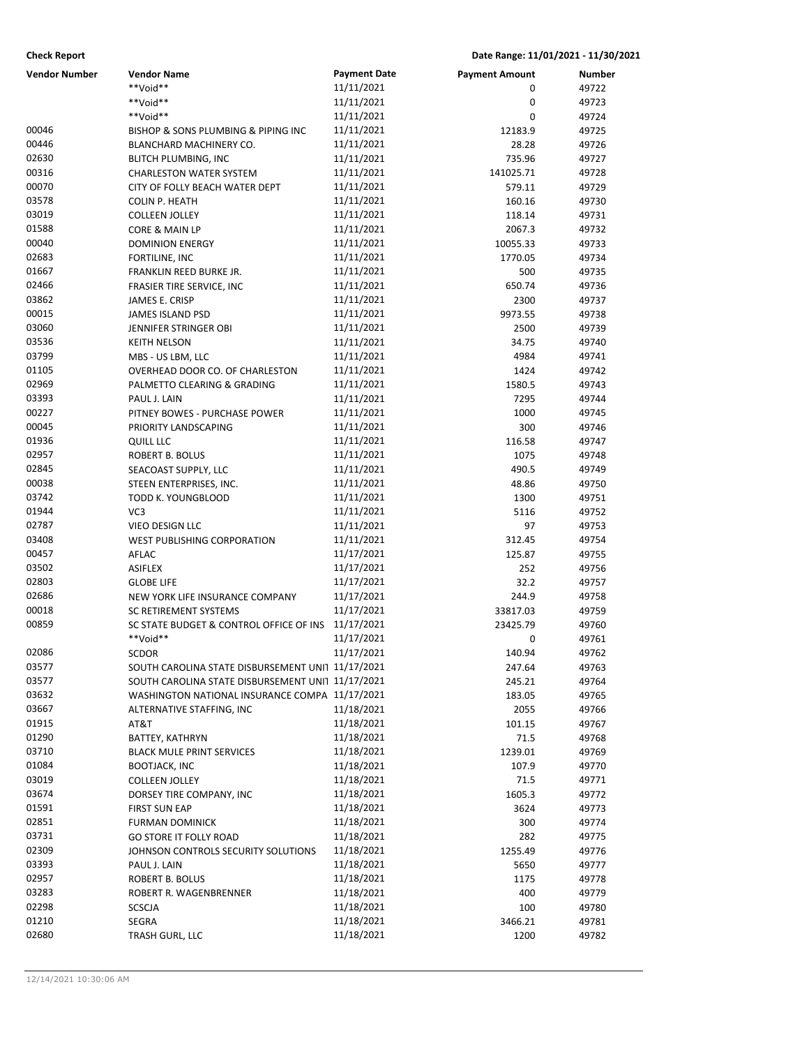**Check Report** Date Range: 11/01/2021 - 11/30/2021

| Vendor Number | Vendor Name | Payment Date | Payment Amount | Number |
|---|---|---|---|---|
| | **Void** | 11/11/2021 | 0 | 49722 |
| | **Void** | 11/11/2021 | 0 | 49723 |
| | **Void** | 11/11/2021 | 0 | 49724 |
| 00046 | BISHOP & SONS PLUMBING & PIPING INC | 11/11/2021 | 12183.9 | 49725 |
| 00446 | BLANCHARD MACHINERY CO. | 11/11/2021 | 28.28 | 49726 |
| 02630 | BLITCH PLUMBING, INC | 11/11/2021 | 735.96 | 49727 |
| 00316 | CHARLESTON WATER SYSTEM | 11/11/2021 | 141025.71 | 49728 |
| 00070 | CITY OF FOLLY BEACH WATER DEPT | 11/11/2021 | 579.11 | 49729 |
| 03578 | COLIN P. HEATH | 11/11/2021 | 160.16 | 49730 |
| 03019 | COLLEEN JOLLEY | 11/11/2021 | 118.14 | 49731 |
| 01588 | CORE & MAIN LP | 11/11/2021 | 2067.3 | 49732 |
| 00040 | DOMINION ENERGY | 11/11/2021 | 10055.33 | 49733 |
| 02683 | FORTILINE, INC | 11/11/2021 | 1770.05 | 49734 |
| 01667 | FRANKLIN REED BURKE JR. | 11/11/2021 | 500 | 49735 |
| 02466 | FRASIER TIRE SERVICE, INC | 11/11/2021 | 650.74 | 49736 |
| 03862 | JAMES E. CRISP | 11/11/2021 | 2300 | 49737 |
| 00015 | JAMES ISLAND PSD | 11/11/2021 | 9973.55 | 49738 |
| 03060 | JENNIFER STRINGER OBI | 11/11/2021 | 2500 | 49739 |
| 03536 | KEITH NELSON | 11/11/2021 | 34.75 | 49740 |
| 03799 | MBS - US LBM, LLC | 11/11/2021 | 4984 | 49741 |
| 01105 | OVERHEAD DOOR CO. OF CHARLESTON | 11/11/2021 | 1424 | 49742 |
| 02969 | PALMETTO CLEARING & GRADING | 11/11/2021 | 1580.5 | 49743 |
| 03393 | PAUL J. LAIN | 11/11/2021 | 7295 | 49744 |
| 00227 | PITNEY BOWES - PURCHASE POWER | 11/11/2021 | 1000 | 49745 |
| 00045 | PRIORITY LANDSCAPING | 11/11/2021 | 300 | 49746 |
| 01936 | QUILL LLC | 11/11/2021 | 116.58 | 49747 |
| 02957 | ROBERT B. BOLUS | 11/11/2021 | 1075 | 49748 |
| 02845 | SEACOAST SUPPLY, LLC | 11/11/2021 | 490.5 | 49749 |
| 00038 | STEEN ENTERPRISES, INC. | 11/11/2021 | 48.86 | 49750 |
| 03742 | TODD K. YOUNGBLOOD | 11/11/2021 | 1300 | 49751 |
| 01944 | VC3 | 11/11/2021 | 5116 | 49752 |
| 02787 | VIEO DESIGN LLC | 11/11/2021 | 97 | 49753 |
| 03408 | WEST PUBLISHING CORPORATION | 11/11/2021 | 312.45 | 49754 |
| 00457 | AFLAC | 11/17/2021 | 125.87 | 49755 |
| 03502 | ASIFLEX | 11/17/2021 | 252 | 49756 |
| 02803 | GLOBE LIFE | 11/17/2021 | 32.2 | 49757 |
| 02686 | NEW YORK LIFE INSURANCE COMPANY | 11/17/2021 | 244.9 | 49758 |
| 00018 | SC RETIREMENT SYSTEMS | 11/17/2021 | 33817.03 | 49759 |
| 00859 | SC STATE BUDGET & CONTROL OFFICE OF INS | 11/17/2021 | 23425.79 | 49760 |
| | **Void** | 11/17/2021 | 0 | 49761 |
| 02086 | SCDOR | 11/17/2021 | 140.94 | 49762 |
| 03577 | SOUTH CAROLINA STATE DISBURSEMENT UNIT | 11/17/2021 | 247.64 | 49763 |
| 03577 | SOUTH CAROLINA STATE DISBURSEMENT UNIT | 11/17/2021 | 245.21 | 49764 |
| 03632 | WASHINGTON NATIONAL INSURANCE COMPA | 11/17/2021 | 183.05 | 49765 |
| 03667 | ALTERNATIVE STAFFING, INC | 11/18/2021 | 2055 | 49766 |
| 01915 | AT&T | 11/18/2021 | 101.15 | 49767 |
| 01290 | BATTEY, KATHRYN | 11/18/2021 | 71.5 | 49768 |
| 03710 | BLACK MULE PRINT SERVICES | 11/18/2021 | 1239.01 | 49769 |
| 01084 | BOOTJACK, INC | 11/18/2021 | 107.9 | 49770 |
| 03019 | COLLEEN JOLLEY | 11/18/2021 | 71.5 | 49771 |
| 03674 | DORSEY TIRE COMPANY, INC | 11/18/2021 | 1605.3 | 49772 |
| 01591 | FIRST SUN EAP | 11/18/2021 | 3624 | 49773 |
| 02851 | FURMAN DOMINICK | 11/18/2021 | 300 | 49774 |
| 03731 | GO STORE IT FOLLY ROAD | 11/18/2021 | 282 | 49775 |
| 02309 | JOHNSON CONTROLS SECURITY SOLUTIONS | 11/18/2021 | 1255.49 | 49776 |
| 03393 | PAUL J. LAIN | 11/18/2021 | 5650 | 49777 |
| 02957 | ROBERT B. BOLUS | 11/18/2021 | 1175 | 49778 |
| 03283 | ROBERT R. WAGENBRENNER | 11/18/2021 | 400 | 49779 |
| 02298 | SCSCJA | 11/18/2021 | 100 | 49780 |
| 01210 | SEGRA | 11/18/2021 | 3466.21 | 49781 |
| 02680 | TRASH GURL, LLC | 11/18/2021 | 1200 | 49782 |

12/14/2021 10:30:06 AM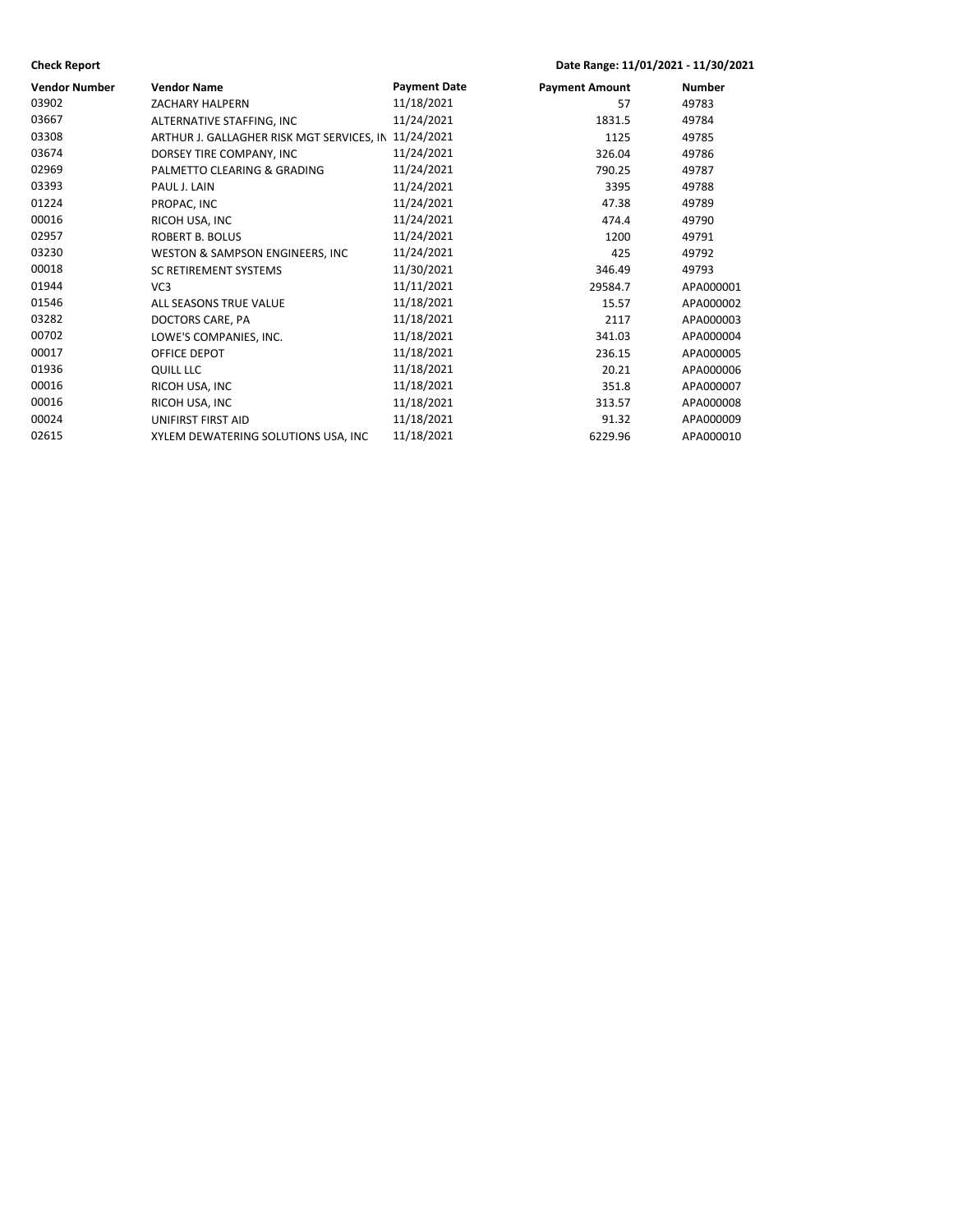**Check Report** **Date Range: 11/01/2021 - 11/30/2021**

| Vendor Number | Vendor Name | Payment Date | Payment Amount | Number |
|---|---|---|---|---|
| 03902 | ZACHARY HALPERN | 11/18/2021 | 57 | 49783 |
| 03667 | ALTERNATIVE STAFFING, INC | 11/24/2021 | 1831.5 | 49784 |
| 03308 | ARTHUR J. GALLAGHER RISK MGT SERVICES, IN | 11/24/2021 | 1125 | 49785 |
| 03674 | DORSEY TIRE COMPANY, INC | 11/24/2021 | 326.04 | 49786 |
| 02969 | PALMETTO CLEARING & GRADING | 11/24/2021 | 790.25 | 49787 |
| 03393 | PAUL J. LAIN | 11/24/2021 | 3395 | 49788 |
| 01224 | PROPAC, INC | 11/24/2021 | 47.38 | 49789 |
| 00016 | RICOH USA, INC | 11/24/2021 | 474.4 | 49790 |
| 02957 | ROBERT B. BOLUS | 11/24/2021 | 1200 | 49791 |
| 03230 | WESTON & SAMPSON ENGINEERS, INC | 11/24/2021 | 425 | 49792 |
| 00018 | SC RETIREMENT SYSTEMS | 11/30/2021 | 346.49 | 49793 |
| 01944 | VC3 | 11/11/2021 | 29584.7 | APA000001 |
| 01546 | ALL SEASONS TRUE VALUE | 11/18/2021 | 15.57 | APA000002 |
| 03282 | DOCTORS CARE, PA | 11/18/2021 | 2117 | APA000003 |
| 00702 | LOWE'S COMPANIES, INC. | 11/18/2021 | 341.03 | APA000004 |
| 00017 | OFFICE DEPOT | 11/18/2021 | 236.15 | APA000005 |
| 01936 | QUILL LLC | 11/18/2021 | 20.21 | APA000006 |
| 00016 | RICOH USA, INC | 11/18/2021 | 351.8 | APA000007 |
| 00016 | RICOH USA, INC | 11/18/2021 | 313.57 | APA000008 |
| 00024 | UNIFIRST FIRST AID | 11/18/2021 | 91.32 | APA000009 |
| 02615 | XYLEM DEWATERING SOLUTIONS USA, INC | 11/18/2021 | 6229.96 | APA000010 |